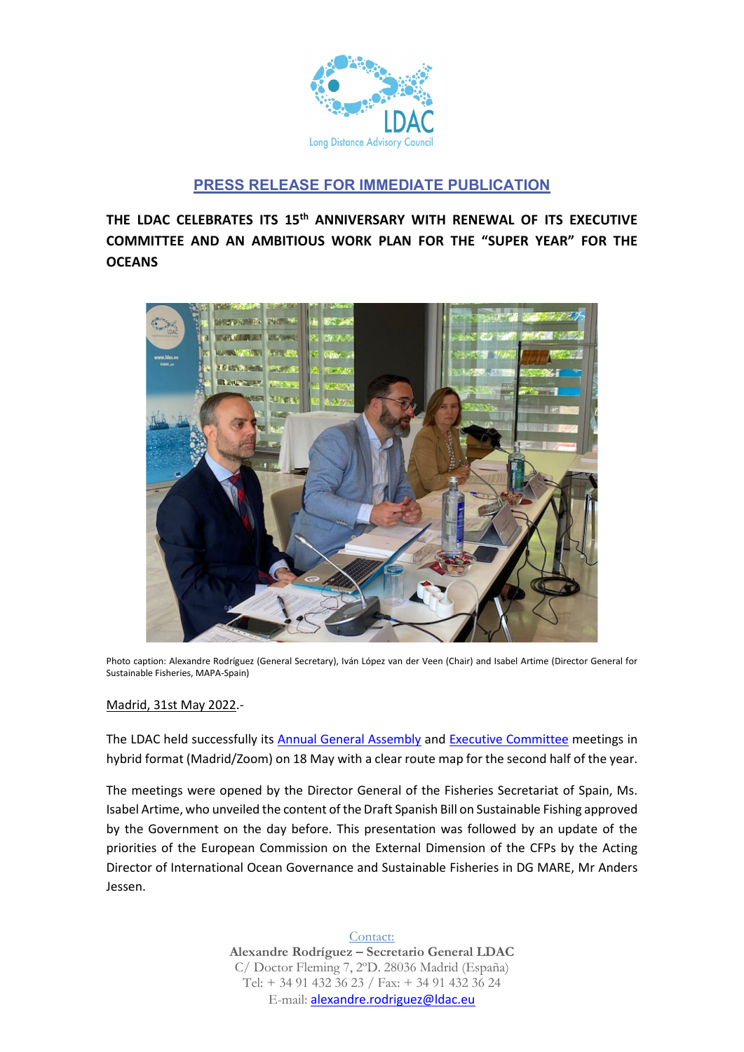**PRESS RELEASE FOR IMMEDIATE PUBLICATION**

# THE LDAC CELEBRATES ITS 15th ANNIVERSARY WITH RENEWAL OF ITS EXECUTIVE COMMITTEE AND AN AMBITIOUS WORK PLAN FOR THE "SUPER YEAR" FOR THE OCEANS

Photo caption: Alexandre Rodríguez (General Secretary), Iván López van der Veen (Chair) and Isabel Artime (Director General for Sustainable Fisheries, MAPA-Spain)

Madrid, 31st May 2022.-

The LDAC held successfully its Annual General Assembly and Executive Committee meetings in hybrid format (Madrid/Zoom) on 18 May with a clear route map for the second half of the year.

The meetings were opened by the Director General of the Fisheries Secretariat of Spain, Ms. Isabel Artime, who unveiled the content of the Draft Spanish Bill on Sustainable Fishing approved by the Government on the day before. This presentation was followed by an update of the priorities of the European Commission on the External Dimension of the CFPs by the Acting Director of International Ocean Governance and Sustainable Fisheries in DG MARE, Mr Anders Jessen.

Contact:
**Alexandre Rodríguez – Secretario General LDAC**
C/ Doctor Fleming 7, 2ºD. 28036 Madrid (España)
Tel: + 34 91 432 36 23 / Fax: + 34 91 432 36 24
E-mail: alexandre.rodriguez@ldac.eu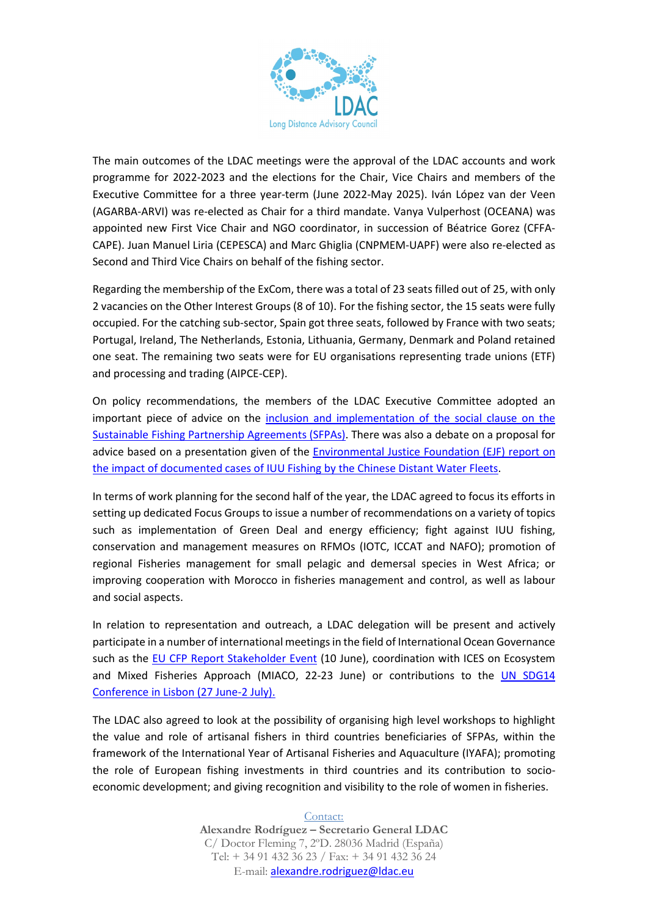The main outcomes of the LDAC meetings were the approval of the LDAC accounts and work programme for 2022-2023 and the elections for the Chair, Vice Chairs and members of the Executive Committee for a three year-term (June 2022-May 2025). Iván López van der Veen (AGARBA-ARVI) was re-elected as Chair for a third mandate. Vanya Vulperhost (OCEANA) was appointed new First Vice Chair and NGO coordinator, in succession of Béatrice Gorez (CFFA-CAPE). Juan Manuel Liria (CEPESCA) and Marc Ghiglia (CNPMEM-UAPF) were also re-elected as Second and Third Vice Chairs on behalf of the fishing sector.

Regarding the membership of the ExCom, there was a total of 23 seats filled out of 25, with only 2 vacancies on the Other Interest Groups (8 of 10). For the fishing sector, the 15 seats were fully occupied. For the catching sub-sector, Spain got three seats, followed by France with two seats; Portugal, Ireland, The Netherlands, Estonia, Lithuania, Germany, Denmark and Poland retained one seat. The remaining two seats were for EU organisations representing trade unions (ETF) and processing and trading (AIPCE-CEP).

On policy recommendations, the members of the LDAC Executive Committee adopted an important piece of advice on the inclusion and implementation of the social clause on the Sustainable Fishing Partnership Agreements (SFPAs). There was also a debate on a proposal for advice based on a presentation given of the Environmental Justice Foundation (EJF) report on the impact of documented cases of IUU Fishing by the Chinese Distant Water Fleets.

In terms of work planning for the second half of the year, the LDAC agreed to focus its efforts in setting up dedicated Focus Groups to issue a number of recommendations on a variety of topics such as implementation of Green Deal and energy efficiency; fight against IUU fishing, conservation and management measures on RFMOs (IOTC, ICCAT and NAFO); promotion of regional Fisheries management for small pelagic and demersal species in West Africa; or improving cooperation with Morocco in fisheries management and control, as well as labour and social aspects.

In relation to representation and outreach, a LDAC delegation will be present and actively participate in a number of international meetings in the field of International Ocean Governance such as the EU CFP Report Stakeholder Event (10 June), coordination with ICES on Ecosystem and Mixed Fisheries Approach (MIACO, 22-23 June) or contributions to the UN SDG14 Conference in Lisbon (27 June-2 July).

The LDAC also agreed to look at the possibility of organising high level workshops to highlight the value and role of artisanal fishers in third countries beneficiaries of SFPAs, within the framework of the International Year of Artisanal Fisheries and Aquaculture (IYAFA); promoting the role of European fishing investments in third countries and its contribution to socio-economic development; and giving recognition and visibility to the role of women in fisheries.

Contact:
**Alexandre Rodríguez – Secretario General LDAC**
C/ Doctor Fleming 7, 2ºD. 28036 Madrid (España)
Tel: + 34 91 432 36 23 / Fax: + 34 91 432 36 24
E-mail: alexandre.rodriguez@ldac.eu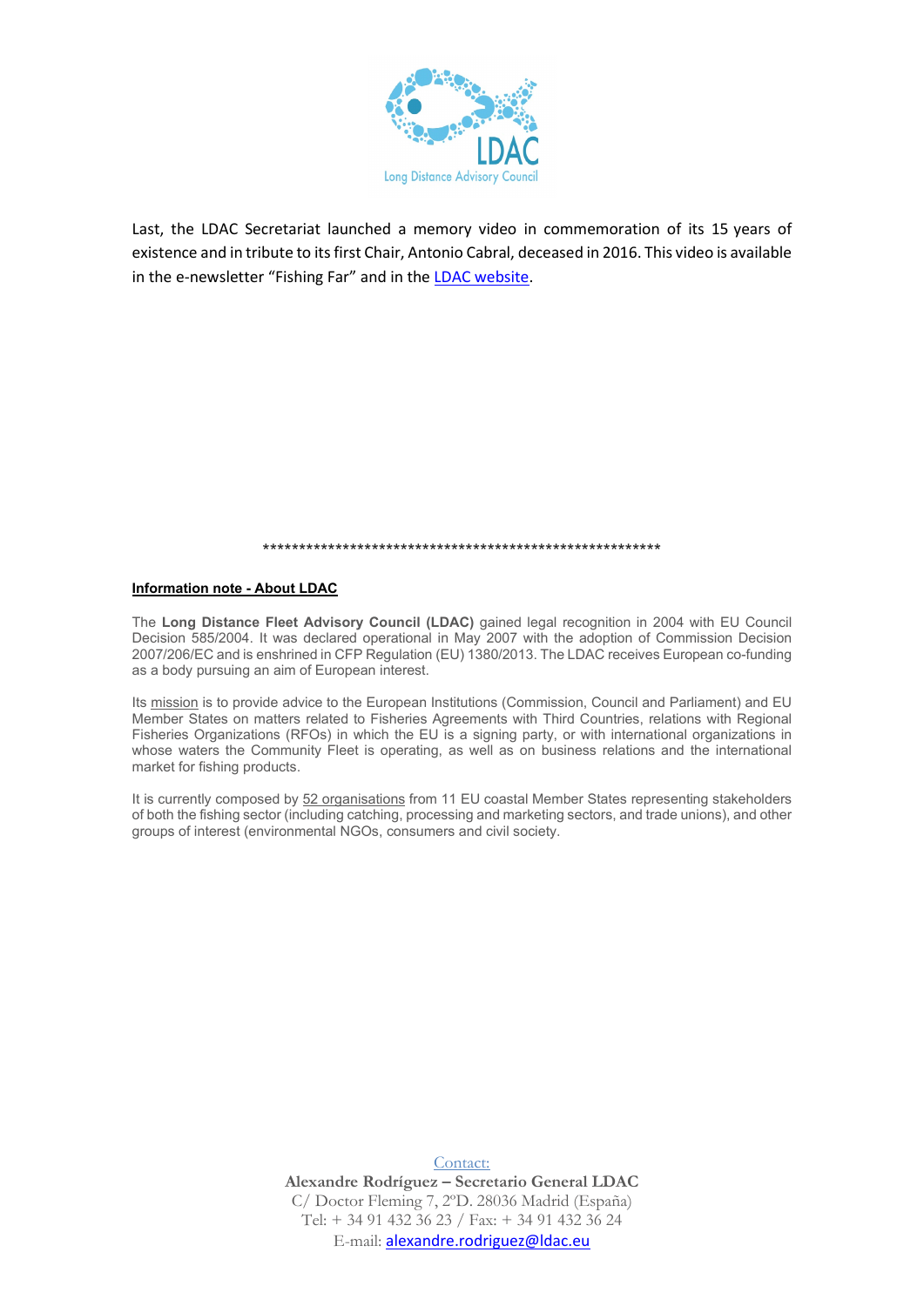Last, the LDAC Secretariat launched a memory video in commemoration of its 15 years of existence and in tribute to its first Chair, Antonio Cabral, deceased in 2016. This video is available in the e-newsletter "Fishing Far" and in the LDAC website.

*********************************************************

**Information note - About LDAC**

The **Long Distance Fleet Advisory Council (LDAC)** gained legal recognition in 2004 with EU Council Decision 585/2004. It was declared operational in May 2007 with the adoption of Commission Decision 2007/206/EC and is enshrined in CFP Regulation (EU) 1380/2013. The LDAC receives European co-funding as a body pursuing an aim of European interest.

Its mission is to provide advice to the European Institutions (Commission, Council and Parliament) and EU Member States on matters related to Fisheries Agreements with Third Countries, relations with Regional Fisheries Organizations (RFOs) in which the EU is a signing party, or with international organizations in whose waters the Community Fleet is operating, as well as on business relations and the international market for fishing products.

It is currently composed by 52 organisations from 11 EU coastal Member States representing stakeholders of both the fishing sector (including catching, processing and marketing sectors, and trade unions), and other groups of interest (environmental NGOs, consumers and civil society.

Contact:
**Alexandre Rodríguez – Secretario General LDAC**
C/ Doctor Fleming 7, 2ºD. 28036 Madrid (España)
Tel: + 34 91 432 36 23 / Fax: + 34 91 432 36 24
E-mail: alexandre.rodriguez@ldac.eu